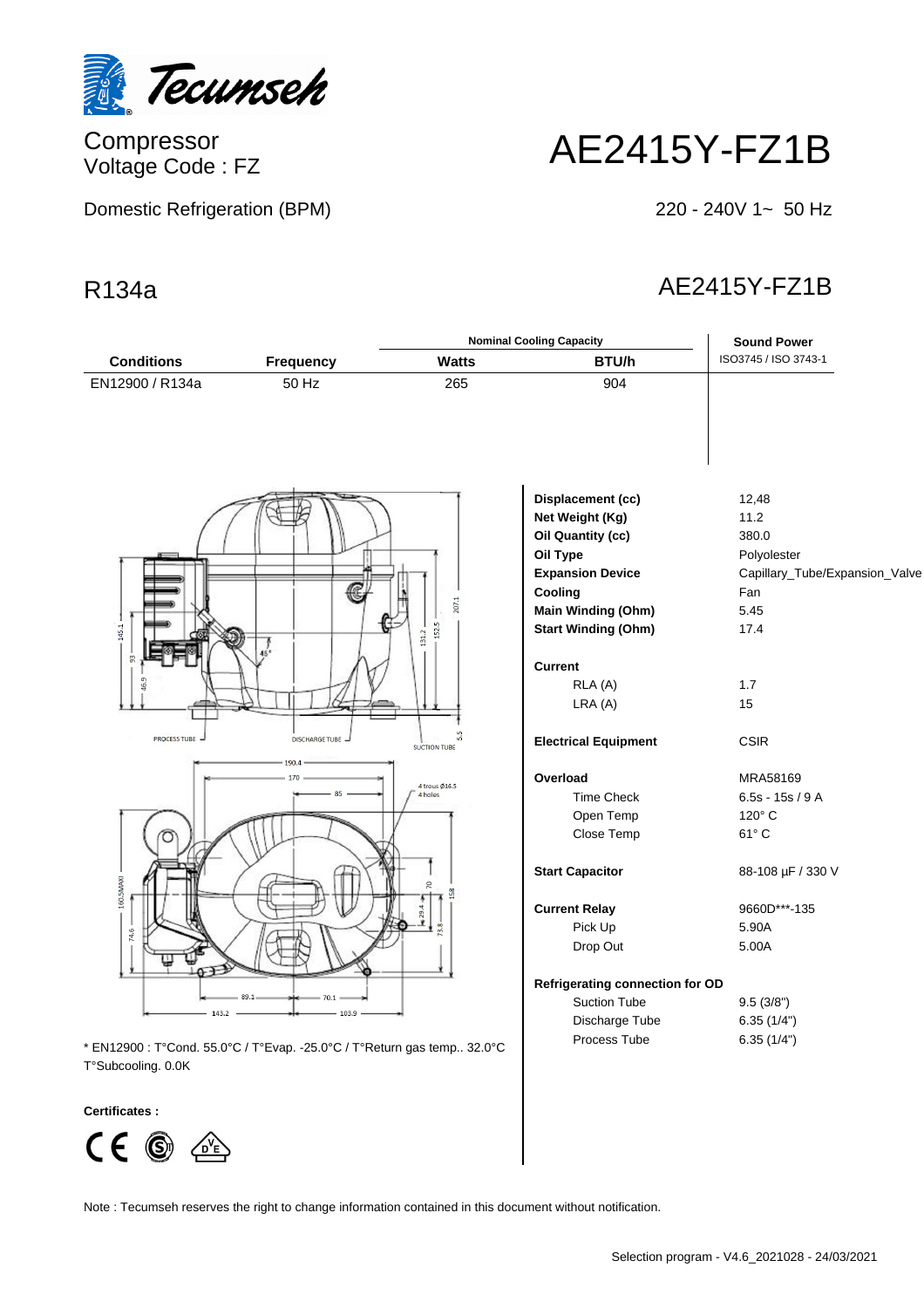Tecumseh

Compressor
Voltage Code : FZ

# AE2415Y-FZ1B

Domestic Refrigeration (BPM)

220 - 240V 1~ 50 Hz

## R134a

## AE2415Y-FZ1B

| Conditions | Frequency | Nominal Cooling Capacity | | Sound Power |
|---|---|---|---|---|
| | | Watts | BTU/h | ISO3745 / ISO 3743-1 |
| EN12900 / R134a | 50 Hz | 265 | 904 | |

| | |
|---|---|
| **Displacement (cc)** | 12,48 |
| **Net Weight (Kg)** | 11.2 |
| **Oil Quantity (cc)** | 380.0 |
| **Oil Type** | Polyolester |
| **Expansion Device** | Capillary_Tube/Expansion_Valve |
| **Cooling** | Fan |
| **Main Winding (Ohm)** | 5.45 |
| **Start Winding (Ohm)** | 17.4 |
| **Current** | |
| RLA (A) | 1.7 |
| LRA (A) | 15 |
| **Electrical Equipment** | CSIR |
| **Overload** | MRA58169 |
| Time Check | 6.5s - 15s / 9 A |
| Open Temp | 120° C |
| Close Temp | 61° C |
| **Start Capacitor** | 88-108 µF / 330 V |
| **Current Relay** | 9660D***-135 |
| Pick Up | 5.90A |
| Drop Out | 5.00A |
| **Refrigerating connection for OD** | |
| Suction Tube | 9.5 (3/8") |
| Discharge Tube | 6.35 (1/4") |
| Process Tube | 6.35 (1/4") |

* EN12900 : T°Cond. 55.0°C / T°Evap. -25.0°C / T°Return gas temp.. 32.0°C T°Subcooling. 0.0K

**Certificates :**

Note : Tecumseh reserves the right to change information contained in this document without notification.

Selection program - V4.6_2021028 - 24/03/2021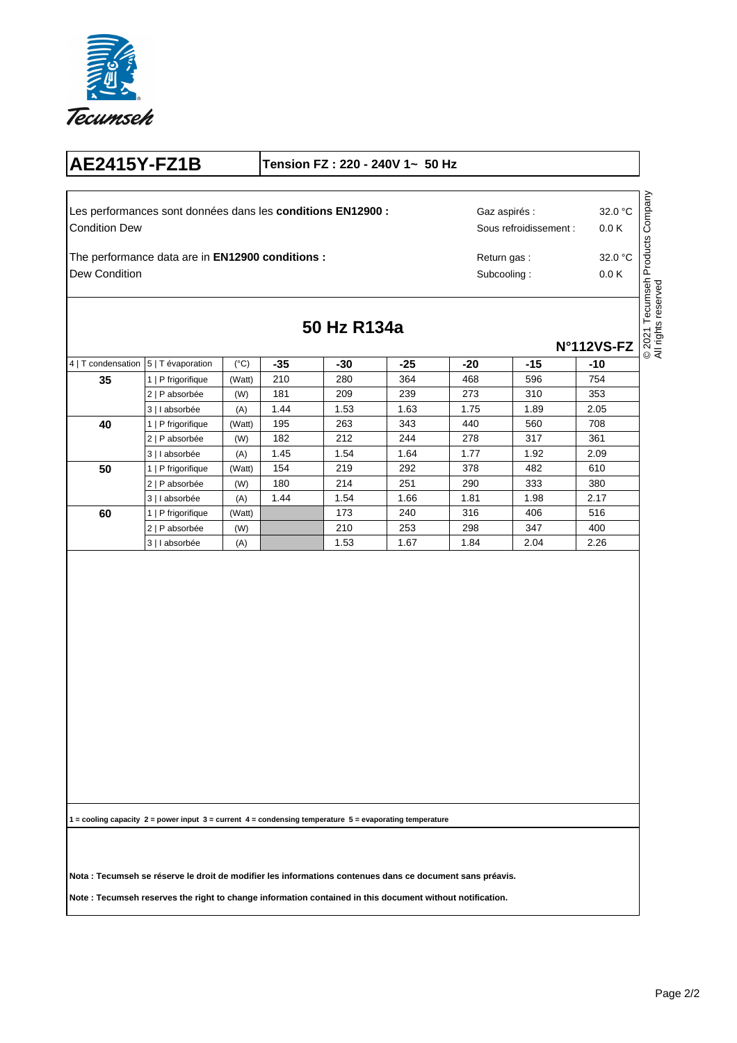Tecumseh

# AE2415Y-FZ1B

**Tension FZ : 220 - 240V 1~ 50 Hz**

Les performances sont données dans les **conditions EN12900 :**
Condition Dew

Gaz aspirés : 32.0 °C
Sous refroidissement : 0.0 K

The performance data are in **EN12900 conditions :**
Dew Condition

Return gas : 32.0 °C
Subcooling : 0.0 K

© 2021 Tecumseh Products Company
All rights reserved

## 50 Hz R134a

**N°112VS-FZ**

| 4 \| T condensation | 5 \| T évaporation | (°C) | -35 | -30 | -25 | -20 | -15 | -10 |
|---|---|---|---|---|---|---|---|---|
| **35** | 1 \| P frigorifique | (Watt) | 210 | 280 | 364 | 468 | 596 | 754 |
| | 2 \| P absorbée | (W) | 181 | 209 | 239 | 273 | 310 | 353 |
| | 3 \| I absorbée | (A) | 1.44 | 1.53 | 1.63 | 1.75 | 1.89 | 2.05 |
| **40** | 1 \| P frigorifique | (Watt) | 195 | 263 | 343 | 440 | 560 | 708 |
| | 2 \| P absorbée | (W) | 182 | 212 | 244 | 278 | 317 | 361 |
| | 3 \| I absorbée | (A) | 1.45 | 1.54 | 1.64 | 1.77 | 1.92 | 2.09 |
| **50** | 1 \| P frigorifique | (Watt) | 154 | 219 | 292 | 378 | 482 | 610 |
| | 2 \| P absorbée | (W) | 180 | 214 | 251 | 290 | 333 | 380 |
| | 3 \| I absorbée | (A) | 1.44 | 1.54 | 1.66 | 1.81 | 1.98 | 2.17 |
| **60** | 1 \| P frigorifique | (Watt) | | 173 | 240 | 316 | 406 | 516 |
| | 2 \| P absorbée | (W) | | 210 | 253 | 298 | 347 | 400 |
| | 3 \| I absorbée | (A) | | 1.53 | 1.67 | 1.84 | 2.04 | 2.26 |

**1 = cooling capacity 2 = power input 3 = current 4 = condensing temperature 5 = evaporating temperature**

**Nota : Tecumseh se réserve le droit de modifier les informations contenues dans ce document sans préavis.**

**Note : Tecumseh reserves the right to change information contained in this document without notification.**